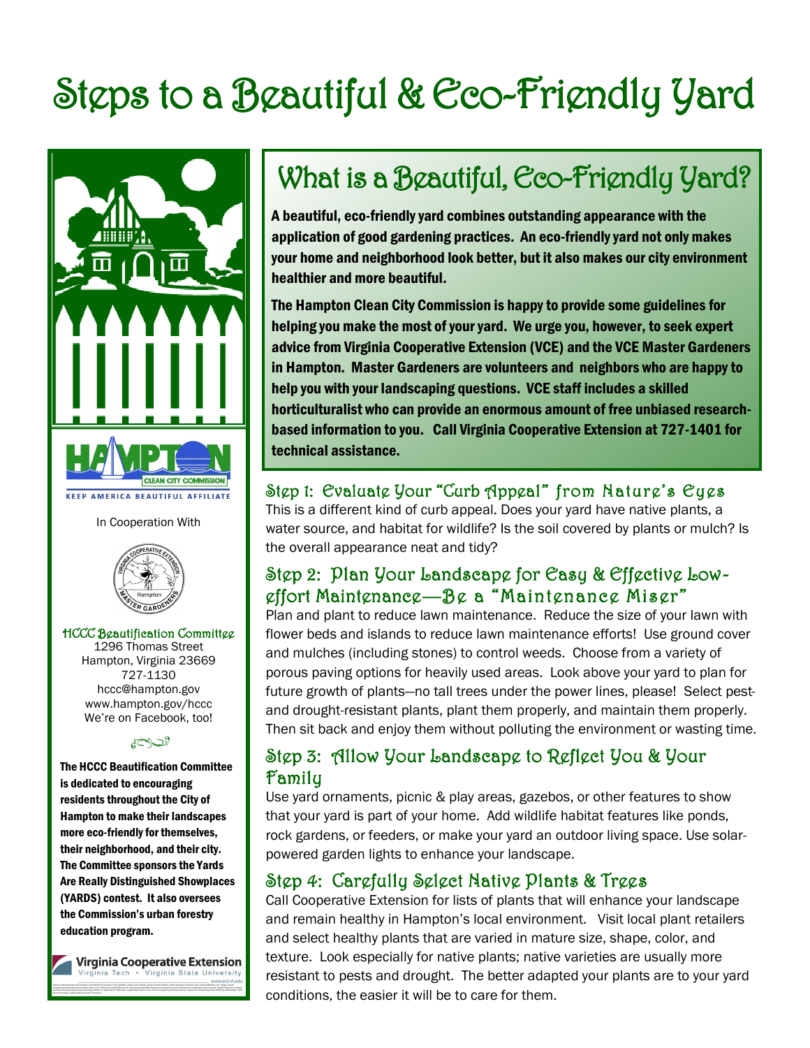# Steps to a Beautiful & Eco-Friendly Yard

## What is a Beautiful, Eco-Friendly Yard?

**A beautiful, eco-friendly yard combines outstanding appearance with the application of good gardening practices. An eco-friendly yard not only makes your home and neighborhood look better, but it also makes our city environment healthier and more beautiful.**

**The Hampton Clean City Commission is happy to provide some guidelines for helping you make the most of your yard. We urge you, however, to seek expert advice from Virginia Cooperative Extension (VCE) and the VCE Master Gardeners in Hampton. Master Gardeners are volunteers and neighbors who are happy to help you with your landscaping questions. VCE staff includes a skilled horticulturalist who can provide an enormous amount of free unbiased research-based information to you. Call Virginia Cooperative Extension at 727-1401 for technical assistance.**

### Step 1: Evaluate Your "Curb Appeal" from Nature's Eyes

This is a different kind of curb appeal. Does your yard have native plants, a water source, and habitat for wildlife? Is the soil covered by plants or mulch? Is the overall appearance neat and tidy?

### Step 2: Plan Your Landscape for Easy & Effective Low-effort Maintenance—Be a "Maintenance Miser"

Plan and plant to reduce lawn maintenance. Reduce the size of your lawn with flower beds and islands to reduce lawn maintenance efforts! Use ground cover and mulches (including stones) to control weeds. Choose from a variety of porous paving options for heavily used areas. Look above your yard to plan for future growth of plants—no tall trees under the power lines, please! Select pest- and drought-resistant plants, plant them properly, and maintain them properly. Then sit back and enjoy them without polluting the environment or wasting time.

### Step 3: Allow Your Landscape to Reflect You & Your Family

Use yard ornaments, picnic & play areas, gazebos, or other features to show that your yard is part of your home. Add wildlife habitat features like ponds, rock gardens, or feeders, or make your yard an outdoor living space. Use solar-powered garden lights to enhance your landscape.

### Step 4: Carefully Select Native Plants & Trees

Call Cooperative Extension for lists of plants that will enhance your landscape and remain healthy in Hampton's local environment. Visit local plant retailers and select healthy plants that are varied in mature size, shape, color, and texture. Look especially for native plants; native varieties are usually more resistant to pests and drought. The better adapted your plants are to your yard conditions, the easier it will be to care for them.

---

HAMPTON CLEAN CITY COMMISSION

KEEP AMERICA BEAUTIFUL AFFILIATE

In Cooperation With

Virginia Cooperative Extension Hampton Master Gardeners

**HCCC Beautification Committee**
1296 Thomas Street
Hampton, Virginia 23669
727-1130
hccc@hampton.gov
www.hampton.gov/hccc
We're on Facebook, too!

**The HCCC Beautification Committee is dedicated to encouraging residents throughout the City of Hampton to make their landscapes more eco-friendly for themselves, their neighborhood, and their city. The Committee sponsors the Yards Are Really Distinguished Showplaces (YARDS) contest. It also oversees the Commission's urban forestry education program.**

Virginia Cooperative Extension
Virginia Tech • Virginia State University
www.ext.vt.edu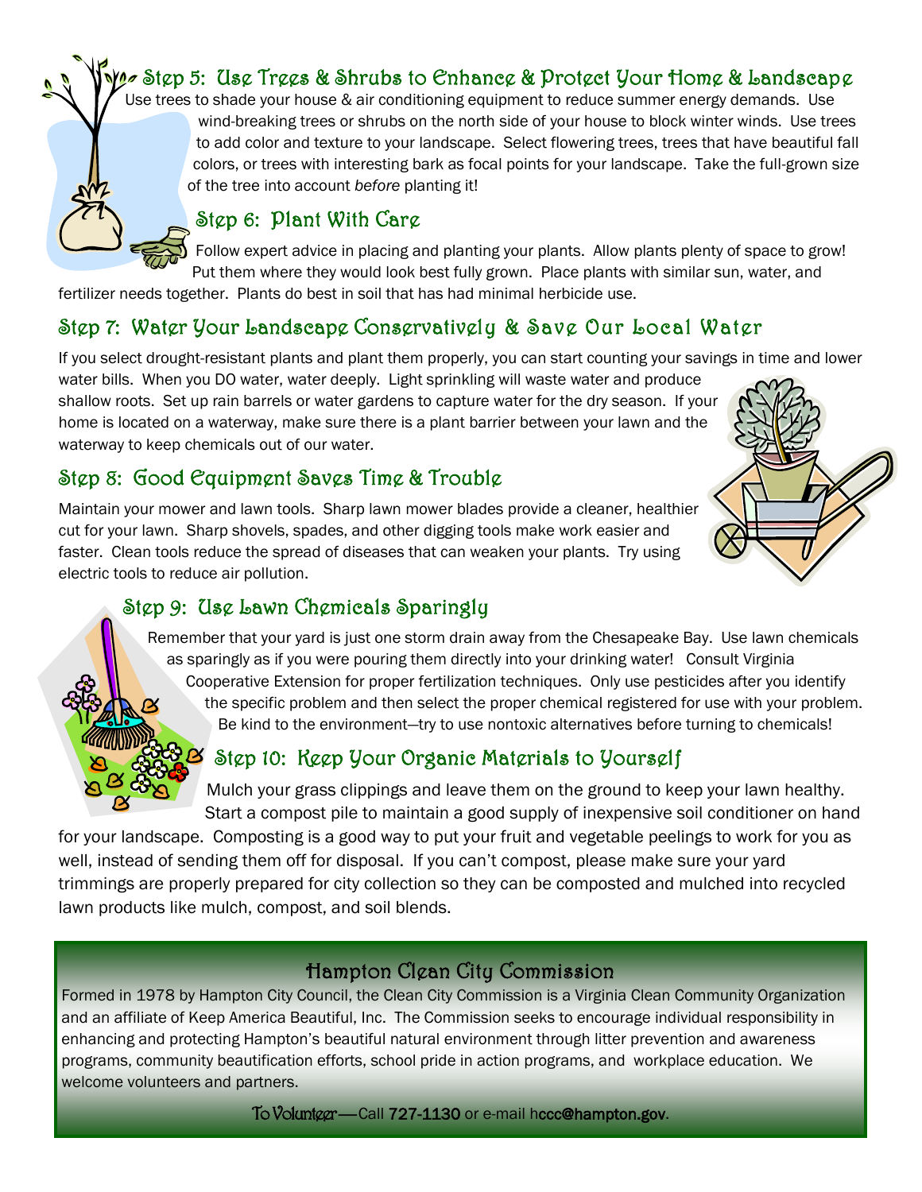## Step 5: Use Trees & Shrubs to Enhance & Protect Your Home & Landscape

Use trees to shade your house & air conditioning equipment to reduce summer energy demands. Use wind-breaking trees or shrubs on the north side of your house to block winter winds. Use trees to add color and texture to your landscape. Select flowering trees, trees that have beautiful fall colors, or trees with interesting bark as focal points for your landscape. Take the full-grown size of the tree into account *before* planting it!

## Step 6: Plant With Care

Follow expert advice in placing and planting your plants. Allow plants plenty of space to grow! Put them where they would look best fully grown. Place plants with similar sun, water, and fertilizer needs together. Plants do best in soil that has had minimal herbicide use.

## Step 7: Water Your Landscape Conservatively & Save Our Local Water

If you select drought-resistant plants and plant them properly, you can start counting your savings in time and lower water bills. When you DO water, water deeply. Light sprinkling will waste water and produce shallow roots. Set up rain barrels or water gardens to capture water for the dry season. If your home is located on a waterway, make sure there is a plant barrier between your lawn and the waterway to keep chemicals out of our water.

## Step 8: Good Equipment Saves Time & Trouble

Maintain your mower and lawn tools. Sharp lawn mower blades provide a cleaner, healthier cut for your lawn. Sharp shovels, spades, and other digging tools make work easier and faster. Clean tools reduce the spread of diseases that can weaken your plants. Try using electric tools to reduce air pollution.

## Step 9: Use Lawn Chemicals Sparingly

Remember that your yard is just one storm drain away from the Chesapeake Bay. Use lawn chemicals as sparingly as if you were pouring them directly into your drinking water! Consult Virginia Cooperative Extension for proper fertilization techniques. Only use pesticides after you identify the specific problem and then select the proper chemical registered for use with your problem. Be kind to the environment—try to use nontoxic alternatives before turning to chemicals!

## Step 10: Keep Your Organic Materials to Yourself

Mulch your grass clippings and leave them on the ground to keep your lawn healthy. Start a compost pile to maintain a good supply of inexpensive soil conditioner on hand for your landscape. Composting is a good way to put your fruit and vegetable peelings to work for you as well, instead of sending them off for disposal. If you can't compost, please make sure your yard trimmings are properly prepared for city collection so they can be composted and mulched into recycled lawn products like mulch, compost, and soil blends.

### Hampton Clean City Commission

Formed in 1978 by Hampton City Council, the Clean City Commission is a Virginia Clean Community Organization and an affiliate of Keep America Beautiful, Inc. The Commission seeks to encourage individual responsibility in enhancing and protecting Hampton's beautiful natural environment through litter prevention and awareness programs, community beautification efforts, school pride in action programs, and workplace education. We welcome volunteers and partners.

To Volunteer—Call **727-1130** or e-mail **hccc@hampton.gov**.